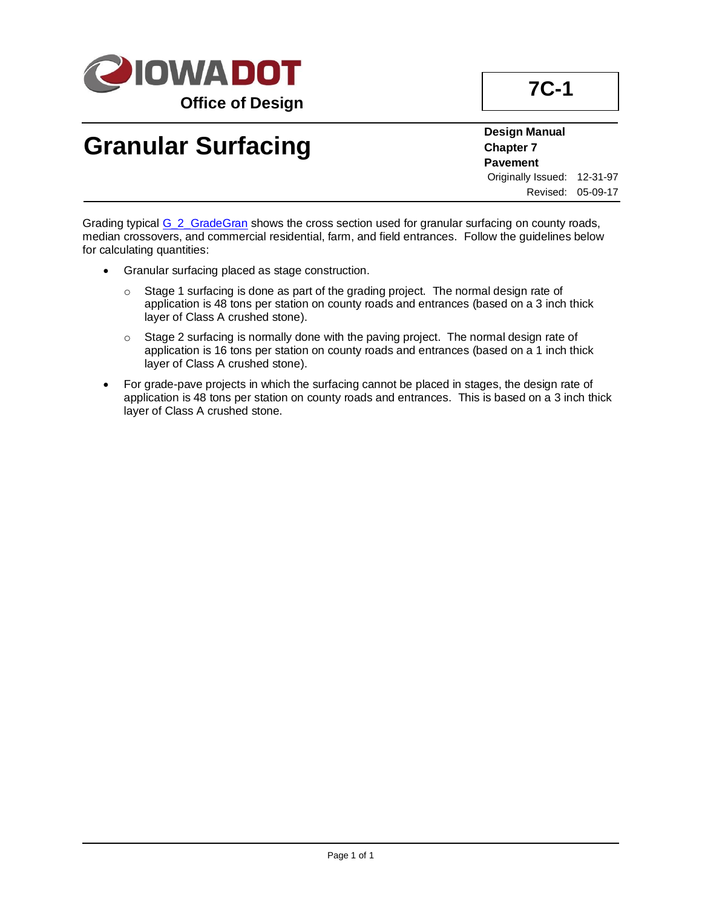IOWA DOT

Office of Design

**7C-1**

# Granular Surfacing

**Design Manual**
**Chapter 7**
**Pavement**

Originally Issued: 12-31-97
Revised: 05-09-17

Grading typical [G_2_GradeGran] shows the cross section used for granular surfacing on county roads, median crossovers, and commercial residential, farm, and field entrances. Follow the guidelines below for calculating quantities:

- Granular surfacing placed as stage construction.
  - Stage 1 surfacing is done as part of the grading project. The normal design rate of application is 48 tons per station on county roads and entrances (based on a 3 inch thick layer of Class A crushed stone).
  - Stage 2 surfacing is normally done with the paving project. The normal design rate of application is 16 tons per station on county roads and entrances (based on a 1 inch thick layer of Class A crushed stone).
- For grade-pave projects in which the surfacing cannot be placed in stages, the design rate of application is 48 tons per station on county roads and entrances. This is based on a 3 inch thick layer of Class A crushed stone.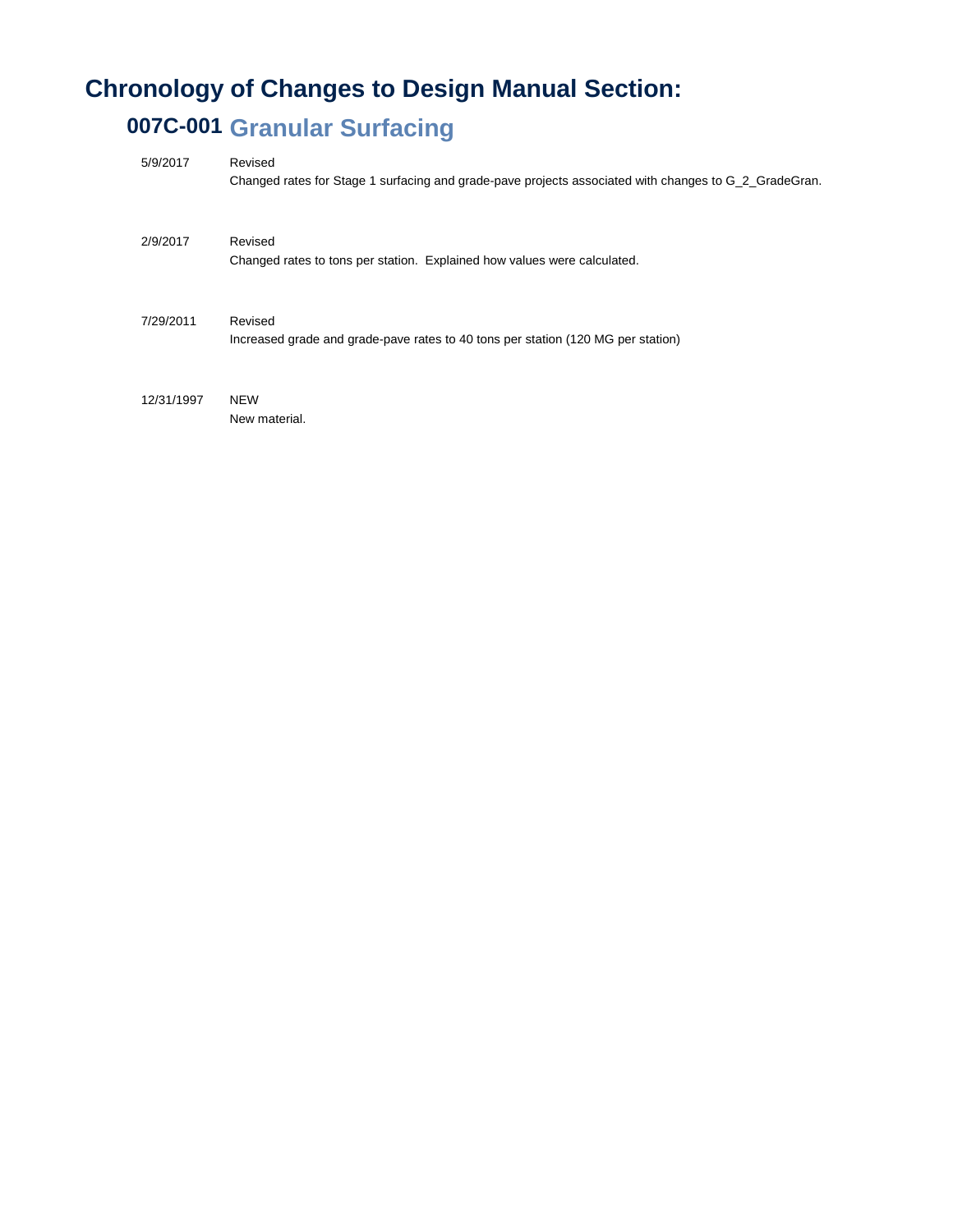# Chronology of Changes to Design Manual Section:

## 007C-001 Granular Surfacing

5/9/2017 Revised
Changed rates for Stage 1 surfacing and grade-pave projects associated with changes to G_2_GradeGran.

2/9/2017 Revised
Changed rates to tons per station. Explained how values were calculated.

7/29/2011 Revised
Increased grade and grade-pave rates to 40 tons per station (120 MG per station)

12/31/1997 NEW
New material.